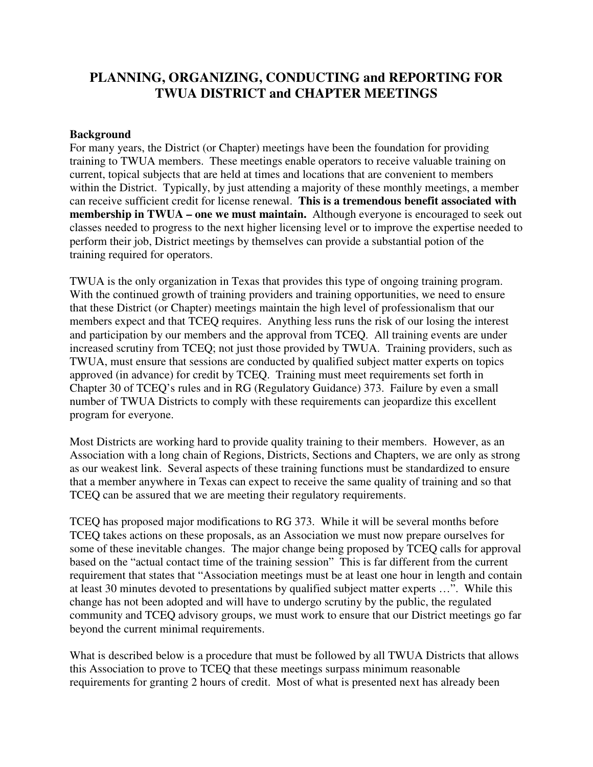# PLANNING, ORGANIZING, CONDUCTING and REPORTING FOR TWUA DISTRICT and CHAPTER MEETINGS

**Background**

For many years, the District (or Chapter) meetings have been the foundation for providing training to TWUA members. These meetings enable operators to receive valuable training on current, topical subjects that are held at times and locations that are convenient to members within the District. Typically, by just attending a majority of these monthly meetings, a member can receive sufficient credit for license renewal. **This is a tremendous benefit associated with membership in TWUA – one we must maintain.** Although everyone is encouraged to seek out classes needed to progress to the next higher licensing level or to improve the expertise needed to perform their job, District meetings by themselves can provide a substantial potion of the training required for operators.

TWUA is the only organization in Texas that provides this type of ongoing training program. With the continued growth of training providers and training opportunities, we need to ensure that these District (or Chapter) meetings maintain the high level of professionalism that our members expect and that TCEQ requires. Anything less runs the risk of our losing the interest and participation by our members and the approval from TCEQ. All training events are under increased scrutiny from TCEQ; not just those provided by TWUA. Training providers, such as TWUA, must ensure that sessions are conducted by qualified subject matter experts on topics approved (in advance) for credit by TCEQ. Training must meet requirements set forth in Chapter 30 of TCEQ's rules and in RG (Regulatory Guidance) 373. Failure by even a small number of TWUA Districts to comply with these requirements can jeopardize this excellent program for everyone.

Most Districts are working hard to provide quality training to their members. However, as an Association with a long chain of Regions, Districts, Sections and Chapters, we are only as strong as our weakest link. Several aspects of these training functions must be standardized to ensure that a member anywhere in Texas can expect to receive the same quality of training and so that TCEQ can be assured that we are meeting their regulatory requirements.

TCEQ has proposed major modifications to RG 373. While it will be several months before TCEQ takes actions on these proposals, as an Association we must now prepare ourselves for some of these inevitable changes. The major change being proposed by TCEQ calls for approval based on the "actual contact time of the training session" This is far different from the current requirement that states that "Association meetings must be at least one hour in length and contain at least 30 minutes devoted to presentations by qualified subject matter experts …". While this change has not been adopted and will have to undergo scrutiny by the public, the regulated community and TCEQ advisory groups, we must work to ensure that our District meetings go far beyond the current minimal requirements.

What is described below is a procedure that must be followed by all TWUA Districts that allows this Association to prove to TCEQ that these meetings surpass minimum reasonable requirements for granting 2 hours of credit. Most of what is presented next has already been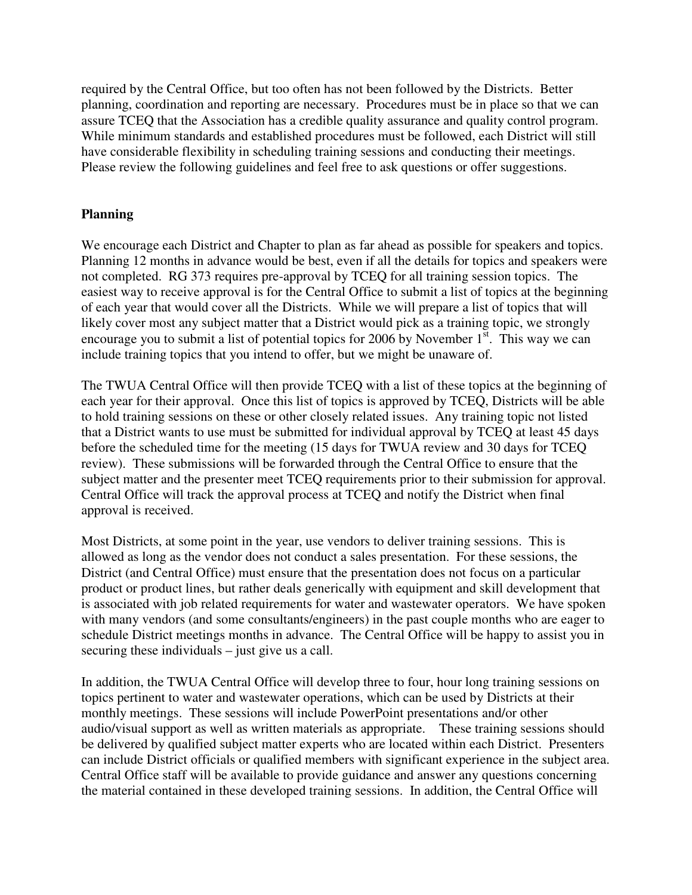required by the Central Office, but too often has not been followed by the Districts. Better planning, coordination and reporting are necessary. Procedures must be in place so that we can assure TCEQ that the Association has a credible quality assurance and quality control program. While minimum standards and established procedures must be followed, each District will still have considerable flexibility in scheduling training sessions and conducting their meetings. Please review the following guidelines and feel free to ask questions or offer suggestions.

**Planning**

We encourage each District and Chapter to plan as far ahead as possible for speakers and topics. Planning 12 months in advance would be best, even if all the details for topics and speakers were not completed. RG 373 requires pre-approval by TCEQ for all training session topics. The easiest way to receive approval is for the Central Office to submit a list of topics at the beginning of each year that would cover all the Districts. While we will prepare a list of topics that will likely cover most any subject matter that a District would pick as a training topic, we strongly encourage you to submit a list of potential topics for 2006 by November 1st. This way we can include training topics that you intend to offer, but we might be unaware of.

The TWUA Central Office will then provide TCEQ with a list of these topics at the beginning of each year for their approval. Once this list of topics is approved by TCEQ, Districts will be able to hold training sessions on these or other closely related issues. Any training topic not listed that a District wants to use must be submitted for individual approval by TCEQ at least 45 days before the scheduled time for the meeting (15 days for TWUA review and 30 days for TCEQ review). These submissions will be forwarded through the Central Office to ensure that the subject matter and the presenter meet TCEQ requirements prior to their submission for approval. Central Office will track the approval process at TCEQ and notify the District when final approval is received.

Most Districts, at some point in the year, use vendors to deliver training sessions. This is allowed as long as the vendor does not conduct a sales presentation. For these sessions, the District (and Central Office) must ensure that the presentation does not focus on a particular product or product lines, but rather deals generically with equipment and skill development that is associated with job related requirements for water and wastewater operators. We have spoken with many vendors (and some consultants/engineers) in the past couple months who are eager to schedule District meetings months in advance. The Central Office will be happy to assist you in securing these individuals – just give us a call.

In addition, the TWUA Central Office will develop three to four, hour long training sessions on topics pertinent to water and wastewater operations, which can be used by Districts at their monthly meetings. These sessions will include PowerPoint presentations and/or other audio/visual support as well as written materials as appropriate. These training sessions should be delivered by qualified subject matter experts who are located within each District. Presenters can include District officials or qualified members with significant experience in the subject area. Central Office staff will be available to provide guidance and answer any questions concerning the material contained in these developed training sessions. In addition, the Central Office will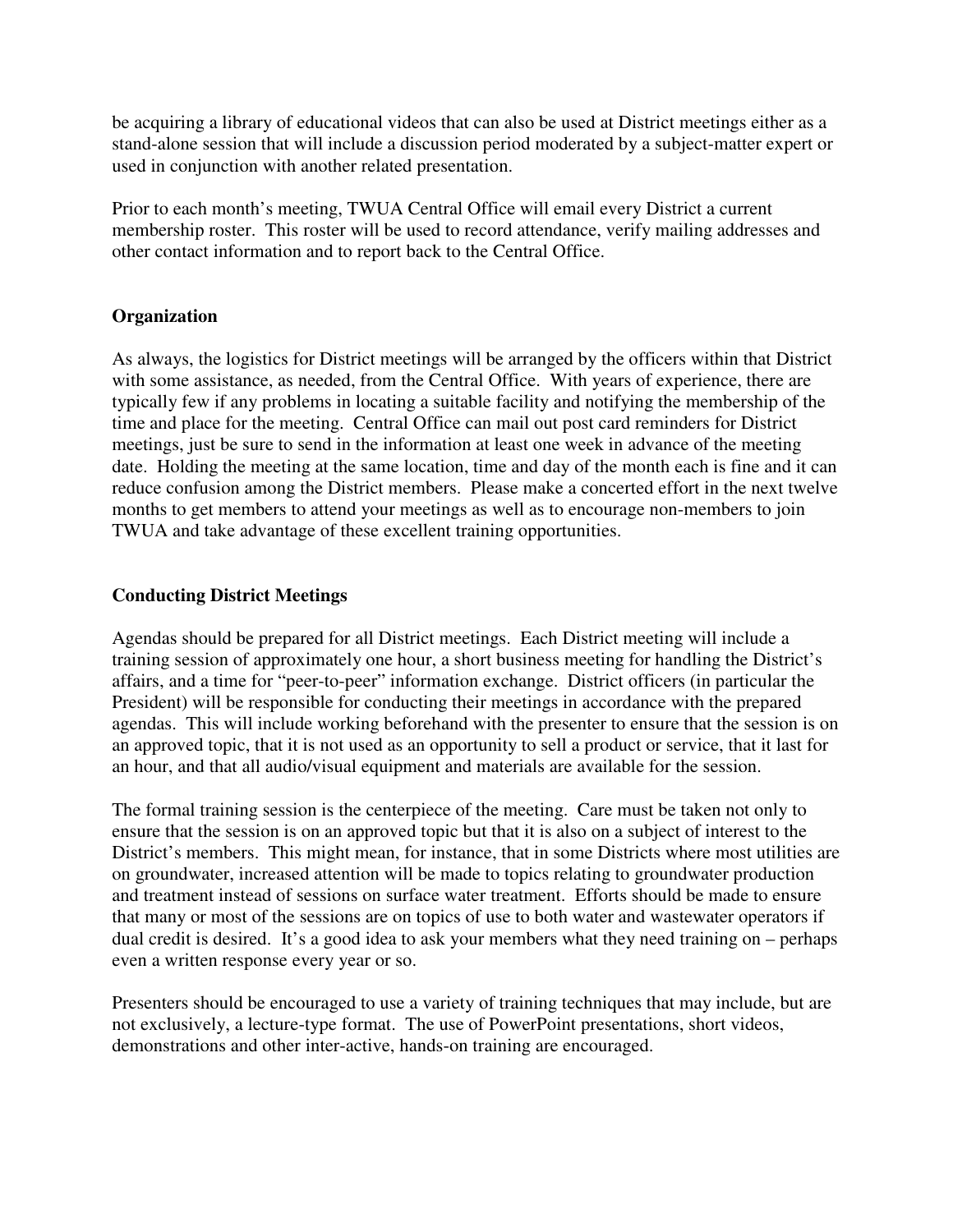be acquiring a library of educational videos that can also be used at District meetings either as a stand-alone session that will include a discussion period moderated by a subject-matter expert or used in conjunction with another related presentation.

Prior to each month's meeting, TWUA Central Office will email every District a current membership roster. This roster will be used to record attendance, verify mailing addresses and other contact information and to report back to the Central Office.

**Organization**

As always, the logistics for District meetings will be arranged by the officers within that District with some assistance, as needed, from the Central Office. With years of experience, there are typically few if any problems in locating a suitable facility and notifying the membership of the time and place for the meeting. Central Office can mail out post card reminders for District meetings, just be sure to send in the information at least one week in advance of the meeting date. Holding the meeting at the same location, time and day of the month each is fine and it can reduce confusion among the District members. Please make a concerted effort in the next twelve months to get members to attend your meetings as well as to encourage non-members to join TWUA and take advantage of these excellent training opportunities.

**Conducting District Meetings**

Agendas should be prepared for all District meetings. Each District meeting will include a training session of approximately one hour, a short business meeting for handling the District's affairs, and a time for "peer-to-peer" information exchange. District officers (in particular the President) will be responsible for conducting their meetings in accordance with the prepared agendas. This will include working beforehand with the presenter to ensure that the session is on an approved topic, that it is not used as an opportunity to sell a product or service, that it last for an hour, and that all audio/visual equipment and materials are available for the session.

The formal training session is the centerpiece of the meeting. Care must be taken not only to ensure that the session is on an approved topic but that it is also on a subject of interest to the District's members. This might mean, for instance, that in some Districts where most utilities are on groundwater, increased attention will be made to topics relating to groundwater production and treatment instead of sessions on surface water treatment. Efforts should be made to ensure that many or most of the sessions are on topics of use to both water and wastewater operators if dual credit is desired. It's a good idea to ask your members what they need training on – perhaps even a written response every year or so.

Presenters should be encouraged to use a variety of training techniques that may include, but are not exclusively, a lecture-type format. The use of PowerPoint presentations, short videos, demonstrations and other inter-active, hands-on training are encouraged.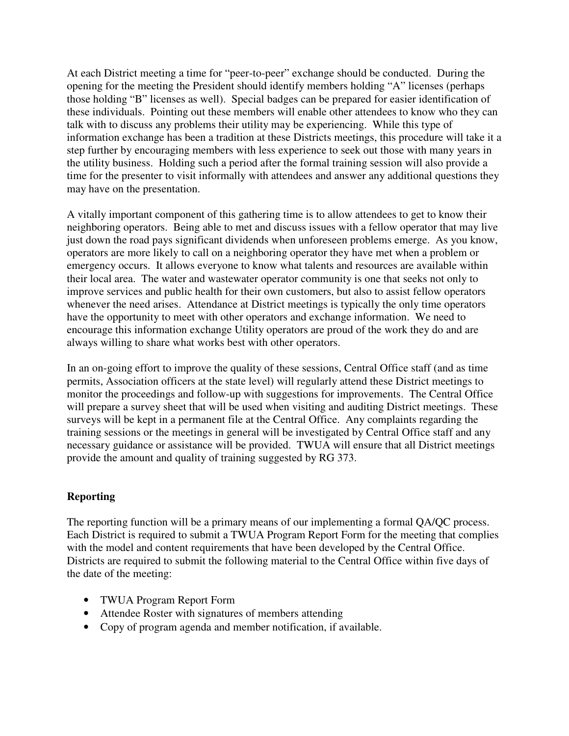At each District meeting a time for "peer-to-peer" exchange should be conducted. During the opening for the meeting the President should identify members holding "A" licenses (perhaps those holding "B" licenses as well). Special badges can be prepared for easier identification of these individuals. Pointing out these members will enable other attendees to know who they can talk with to discuss any problems their utility may be experiencing. While this type of information exchange has been a tradition at these Districts meetings, this procedure will take it a step further by encouraging members with less experience to seek out those with many years in the utility business. Holding such a period after the formal training session will also provide a time for the presenter to visit informally with attendees and answer any additional questions they may have on the presentation.

A vitally important component of this gathering time is to allow attendees to get to know their neighboring operators. Being able to met and discuss issues with a fellow operator that may live just down the road pays significant dividends when unforeseen problems emerge. As you know, operators are more likely to call on a neighboring operator they have met when a problem or emergency occurs. It allows everyone to know what talents and resources are available within their local area. The water and wastewater operator community is one that seeks not only to improve services and public health for their own customers, but also to assist fellow operators whenever the need arises. Attendance at District meetings is typically the only time operators have the opportunity to meet with other operators and exchange information. We need to encourage this information exchange Utility operators are proud of the work they do and are always willing to share what works best with other operators.

In an on-going effort to improve the quality of these sessions, Central Office staff (and as time permits, Association officers at the state level) will regularly attend these District meetings to monitor the proceedings and follow-up with suggestions for improvements. The Central Office will prepare a survey sheet that will be used when visiting and auditing District meetings. These surveys will be kept in a permanent file at the Central Office. Any complaints regarding the training sessions or the meetings in general will be investigated by Central Office staff and any necessary guidance or assistance will be provided. TWUA will ensure that all District meetings provide the amount and quality of training suggested by RG 373.

**Reporting**

The reporting function will be a primary means of our implementing a formal QA/QC process. Each District is required to submit a TWUA Program Report Form for the meeting that complies with the model and content requirements that have been developed by the Central Office. Districts are required to submit the following material to the Central Office within five days of the date of the meeting:

- TWUA Program Report Form
- Attendee Roster with signatures of members attending
- Copy of program agenda and member notification, if available.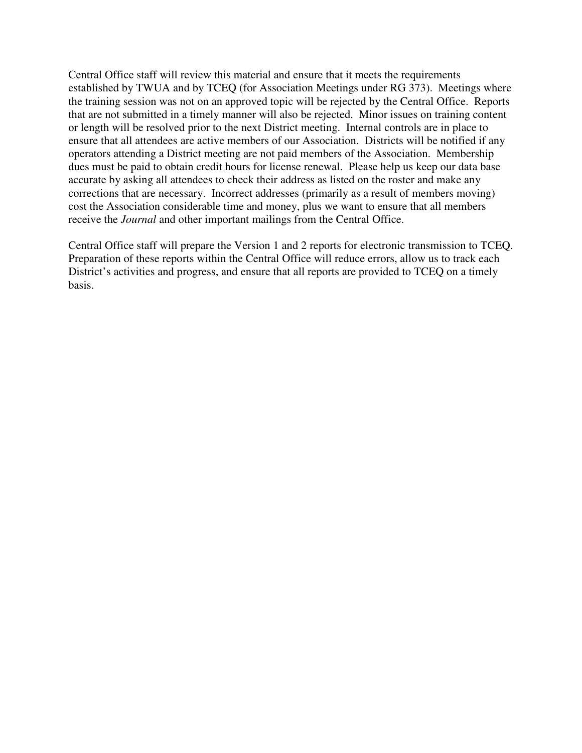Central Office staff will review this material and ensure that it meets the requirements established by TWUA and by TCEQ (for Association Meetings under RG 373). Meetings where the training session was not on an approved topic will be rejected by the Central Office. Reports that are not submitted in a timely manner will also be rejected. Minor issues on training content or length will be resolved prior to the next District meeting. Internal controls are in place to ensure that all attendees are active members of our Association. Districts will be notified if any operators attending a District meeting are not paid members of the Association. Membership dues must be paid to obtain credit hours for license renewal. Please help us keep our data base accurate by asking all attendees to check their address as listed on the roster and make any corrections that are necessary. Incorrect addresses (primarily as a result of members moving) cost the Association considerable time and money, plus we want to ensure that all members receive the *Journal* and other important mailings from the Central Office.

Central Office staff will prepare the Version 1 and 2 reports for electronic transmission to TCEQ. Preparation of these reports within the Central Office will reduce errors, allow us to track each District's activities and progress, and ensure that all reports are provided to TCEQ on a timely basis.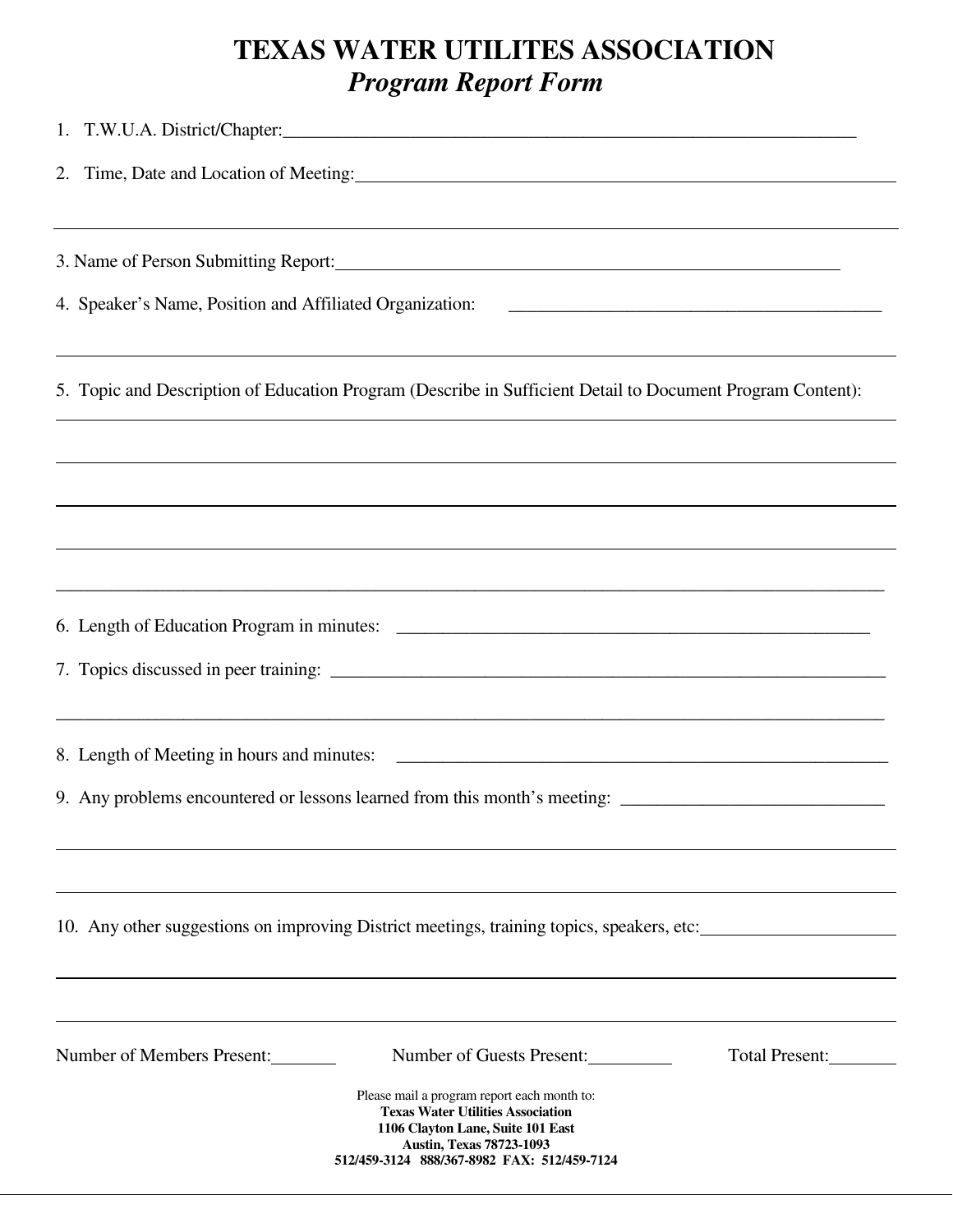# TEXAS WATER UTILITES ASSOCIATION

## *Program Report Form*

1. T.W.U.A. District/Chapter:_______________________________________________

2. Time, Date and Location of Meeting:_______________________________________________

_______________________________________________

3. Name of Person Submitting Report:_______________________________________________

4. Speaker's Name, Position and Affiliated Organization: _______________________________________________

_______________________________________________

5. Topic and Description of Education Program (Describe in Sufficient Detail to Document Program Content):

_______________________________________________

_______________________________________________

_______________________________________________

_______________________________________________

_______________________________________________

6. Length of Education Program in minutes: _______________________________________________

7. Topics discussed in peer training: _______________________________________________

_______________________________________________

8. Length of Meeting in hours and minutes: _______________________________________________

9. Any problems encountered or lessons learned from this month's meeting: _______________________________________________

_______________________________________________

_______________________________________________

10. Any other suggestions on improving District meetings, training topics, speakers, etc:_______________________________________________

_______________________________________________

_______________________________________________

Number of Members Present:_______ Number of Guests Present:_______ Total Present:_______

Please mail a program report each month to:

**Texas Water Utilities Association**
**1106 Clayton Lane, Suite 101 East**
**Austin, Texas 78723-1093**
**512/459-3124 888/367-8982 FAX: 512/459-7124**